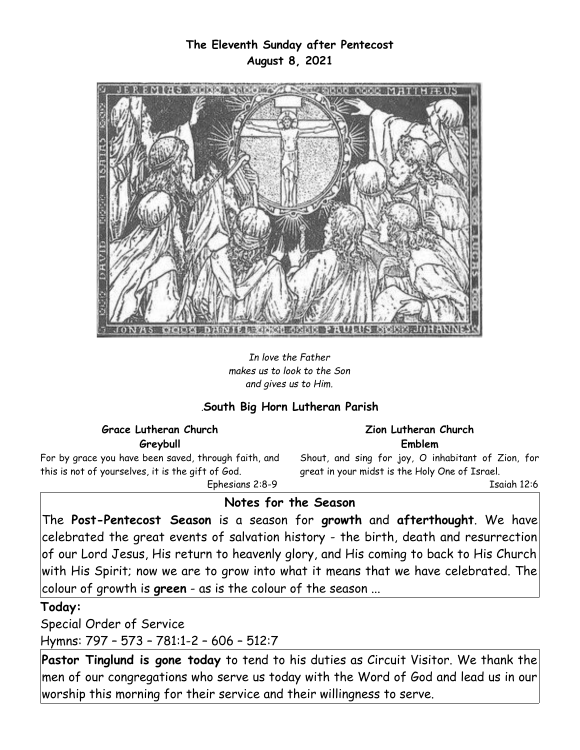**The Eleventh Sunday after Pentecost**
**August 8, 2021**

*In love the Father*
*makes us to look to the Son*
*and gives us to Him.*

.**South Big Horn Lutheran Parish**

**Grace Lutheran Church**
**Greybull**

For by grace you have been saved, through faith, and this is not of yourselves, it is the gift of God.
Ephesians 2:8-9

**Zion Lutheran Church**
**Emblem**

Shout, and sing for joy, O inhabitant of Zion, for great in your midst is the Holy One of Israel.
Isaiah 12:6

## Notes for the Season

The **Post-Pentecost Season** is a season for **growth** and **afterthought**. We have celebrated the great events of salvation history - the birth, death and resurrection of our Lord Jesus, His return to heavenly glory, and His coming to back to His Church with His Spirit; now we are to grow into what it means that we have celebrated. The colour of growth is **green** - as is the colour of the season ...

**Today:**

Special Order of Service

Hymns: 797 – 573 – 781:1-2 – 606 – 512:7

**Pastor Tinglund is gone today** to tend to his duties as Circuit Visitor. We thank the men of our congregations who serve us today with the Word of God and lead us in our worship this morning for their service and their willingness to serve.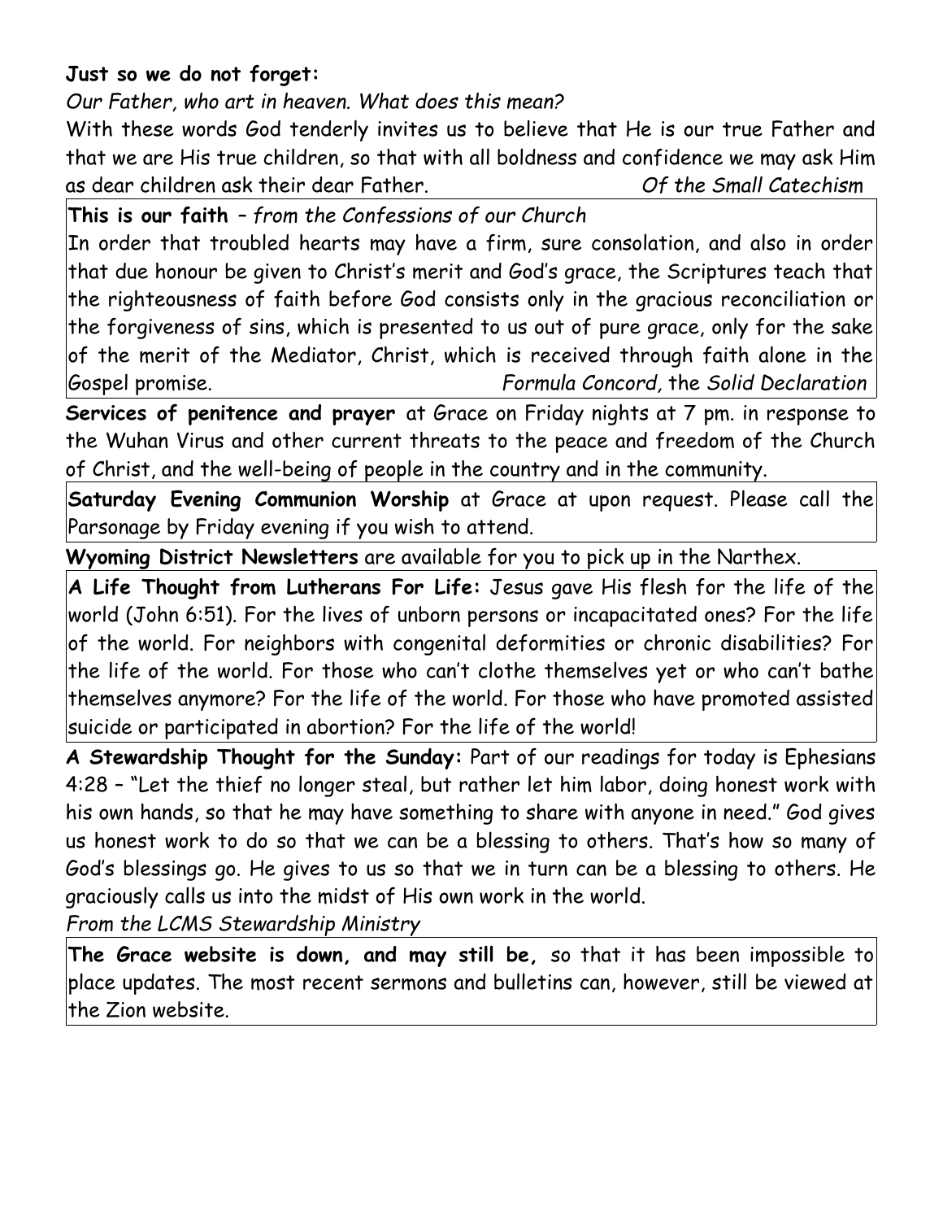**Just so we do not forget:**

*Our Father, who art in heaven. What does this mean?*

With these words God tenderly invites us to believe that He is our true Father and that we are His true children, so that with all boldness and confidence we may ask Him as dear children ask their dear Father. *Of the Small Catechism*

**This is our faith** – *from the Confessions of our Church*

In order that troubled hearts may have a firm, sure consolation, and also in order that due honour be given to Christ's merit and God's grace, the Scriptures teach that the righteousness of faith before God consists only in the gracious reconciliation or the forgiveness of sins, which is presented to us out of pure grace, only for the sake of the merit of the Mediator, Christ, which is received through faith alone in the Gospel promise. *Formula Concord,* the *Solid Declaration*

**Services of penitence and prayer** at Grace on Friday nights at 7 pm. in response to the Wuhan Virus and other current threats to the peace and freedom of the Church of Christ, and the well-being of people in the country and in the community.

**Saturday Evening Communion Worship** at Grace at upon request. Please call the Parsonage by Friday evening if you wish to attend.

**Wyoming District Newsletters** are available for you to pick up in the Narthex.

**A Life Thought from Lutherans For Life:** Jesus gave His flesh for the life of the world (John 6:51). For the lives of unborn persons or incapacitated ones? For the life of the world. For neighbors with congenital deformities or chronic disabilities? For the life of the world. For those who can't clothe themselves yet or who can't bathe themselves anymore? For the life of the world. For those who have promoted assisted suicide or participated in abortion? For the life of the world!

**A Stewardship Thought for the Sunday:** Part of our readings for today is Ephesians 4:28 – "Let the thief no longer steal, but rather let him labor, doing honest work with his own hands, so that he may have something to share with anyone in need." God gives us honest work to do so that we can be a blessing to others. That's how so many of God's blessings go. He gives to us so that we in turn can be a blessing to others. He graciously calls us into the midst of His own work in the world.

*From the LCMS Stewardship Ministry*

**The Grace website is down, and may still be,** so that it has been impossible to place updates. The most recent sermons and bulletins can, however, still be viewed at the Zion website.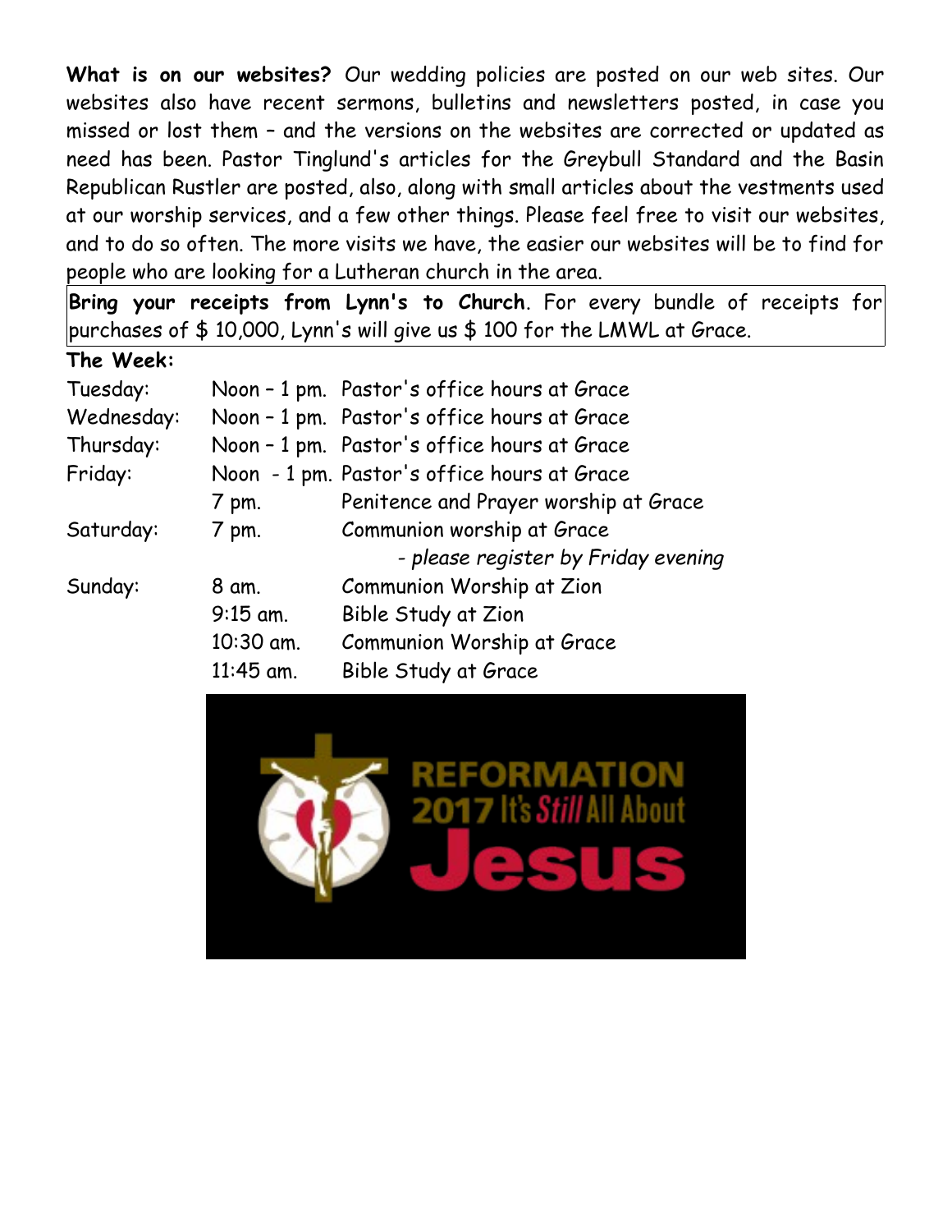**What is on our websites?** Our wedding policies are posted on our web sites. Our websites also have recent sermons, bulletins and newsletters posted, in case you missed or lost them – and the versions on the websites are corrected or updated as need has been. Pastor Tinglund's articles for the Greybull Standard and the Basin Republican Rustler are posted, also, along with small articles about the vestments used at our worship services, and a few other things. Please feel free to visit our websites, and to do so often. The more visits we have, the easier our websites will be to find for people who are looking for a Lutheran church in the area.

**Bring your receipts from Lynn's to Church**. For every bundle of receipts for purchases of $ 10,000, Lynn's will give us $ 100 for the LMWL at Grace.

**The Week:**

| | | |
|---|---|---|
| Tuesday: | Noon – 1 pm. | Pastor's office hours at Grace |
| Wednesday: | Noon – 1 pm. | Pastor's office hours at Grace |
| Thursday: | Noon – 1 pm. | Pastor's office hours at Grace |
| Friday: | Noon - 1 pm. | Pastor's office hours at Grace |
| | 7 pm. | Penitence and Prayer worship at Grace |
| Saturday: | 7 pm. | Communion worship at Grace<br>*- please register by Friday evening* |
| Sunday: | 8 am. | Communion Worship at Zion |
| | 9:15 am. | Bible Study at Zion |
| | 10:30 am. | Communion Worship at Grace |
| | 11:45 am. | Bible Study at Grace |

REFORMATION 2017 It's *Still* All About Jesus